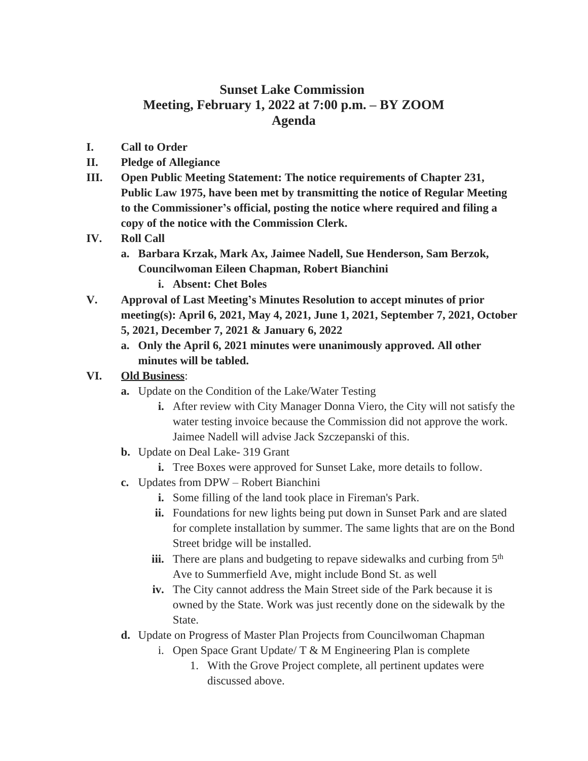# Sunset Lake Commission
## Meeting, February 1, 2022 at 7:00 p.m. – BY ZOOM
## Agenda

**I. Call to Order**

**II. Pledge of Allegiance**

**III. Open Public Meeting Statement: The notice requirements of Chapter 231, Public Law 1975, have been met by transmitting the notice of Regular Meeting to the Commissioner's official, posting the notice where required and filing a copy of the notice with the Commission Clerk.**

**IV. Roll Call**

- **a. Barbara Krzak, Mark Ax, Jaimee Nadell, Sue Henderson, Sam Berzok, Councilwoman Eileen Chapman, Robert Bianchini**
  - **i. Absent: Chet Boles**

**V. Approval of Last Meeting's Minutes Resolution to accept minutes of prior meeting(s): April 6, 2021, May 4, 2021, June 1, 2021, September 7, 2021, October 5, 2021, December 7, 2021 & January 6, 2022**

- **a. Only the April 6, 2021 minutes were unanimously approved. All other minutes will be tabled.**

**VI. <u>Old Business</u>**:

- **a.** Update on the Condition of the Lake/Water Testing
  - **i.** After review with City Manager Donna Viero, the City will not satisfy the water testing invoice because the Commission did not approve the work. Jaimee Nadell will advise Jack Szczepanski of this.
- **b.** Update on Deal Lake- 319 Grant
  - **i.** Tree Boxes were approved for Sunset Lake, more details to follow.
- **c.** Updates from DPW – Robert Bianchini
  - **i.** Some filling of the land took place in Fireman's Park.
  - **ii.** Foundations for new lights being put down in Sunset Park and are slated for complete installation by summer. The same lights that are on the Bond Street bridge will be installed.
  - **iii.** There are plans and budgeting to repave sidewalks and curbing from 5th Ave to Summerfield Ave, might include Bond St. as well
  - **iv.** The City cannot address the Main Street side of the Park because it is owned by the State. Work was just recently done on the sidewalk by the State.
- **d.** Update on Progress of Master Plan Projects from Councilwoman Chapman
  - i. Open Space Grant Update/ T & M Engineering Plan is complete
    1. With the Grove Project complete, all pertinent updates were discussed above.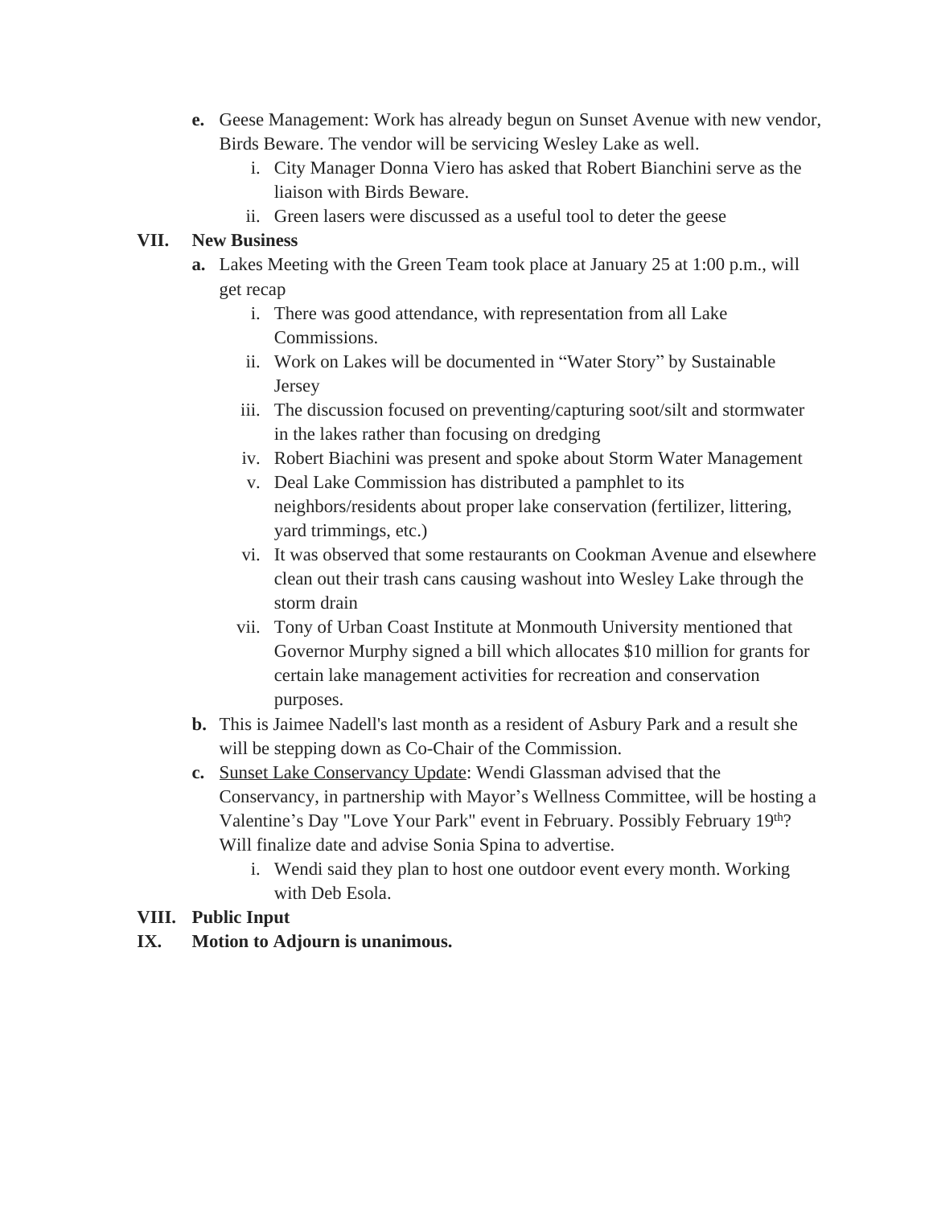e. Geese Management: Work has already begun on Sunset Avenue with new vendor, Birds Beware. The vendor will be servicing Wesley Lake as well.
    i. City Manager Donna Viero has asked that Robert Bianchini serve as the liaison with Birds Beware.
    ii. Green lasers were discussed as a useful tool to deter the geese

**VII. New Business**

a. Lakes Meeting with the Green Team took place at January 25 at 1:00 p.m., will get recap
    i. There was good attendance, with representation from all Lake Commissions.
    ii. Work on Lakes will be documented in "Water Story" by Sustainable Jersey
    iii. The discussion focused on preventing/capturing soot/silt and stormwater in the lakes rather than focusing on dredging
    iv. Robert Biachini was present and spoke about Storm Water Management
    v. Deal Lake Commission has distributed a pamphlet to its neighbors/residents about proper lake conservation (fertilizer, littering, yard trimmings, etc.)
    vi. It was observed that some restaurants on Cookman Avenue and elsewhere clean out their trash cans causing washout into Wesley Lake through the storm drain
    vii. Tony of Urban Coast Institute at Monmouth University mentioned that Governor Murphy signed a bill which allocates $10 million for grants for certain lake management activities for recreation and conservation purposes.

b. This is Jaimee Nadell's last month as a resident of Asbury Park and a result she will be stepping down as Co-Chair of the Commission.

c. Sunset Lake Conservancy Update: Wendi Glassman advised that the Conservancy, in partnership with Mayor's Wellness Committee, will be hosting a Valentine's Day "Love Your Park" event in February. Possibly February 19th? Will finalize date and advise Sonia Spina to advertise.
    i. Wendi said they plan to host one outdoor event every month. Working with Deb Esola.

**VIII. Public Input**

**IX. Motion to Adjourn is unanimous.**